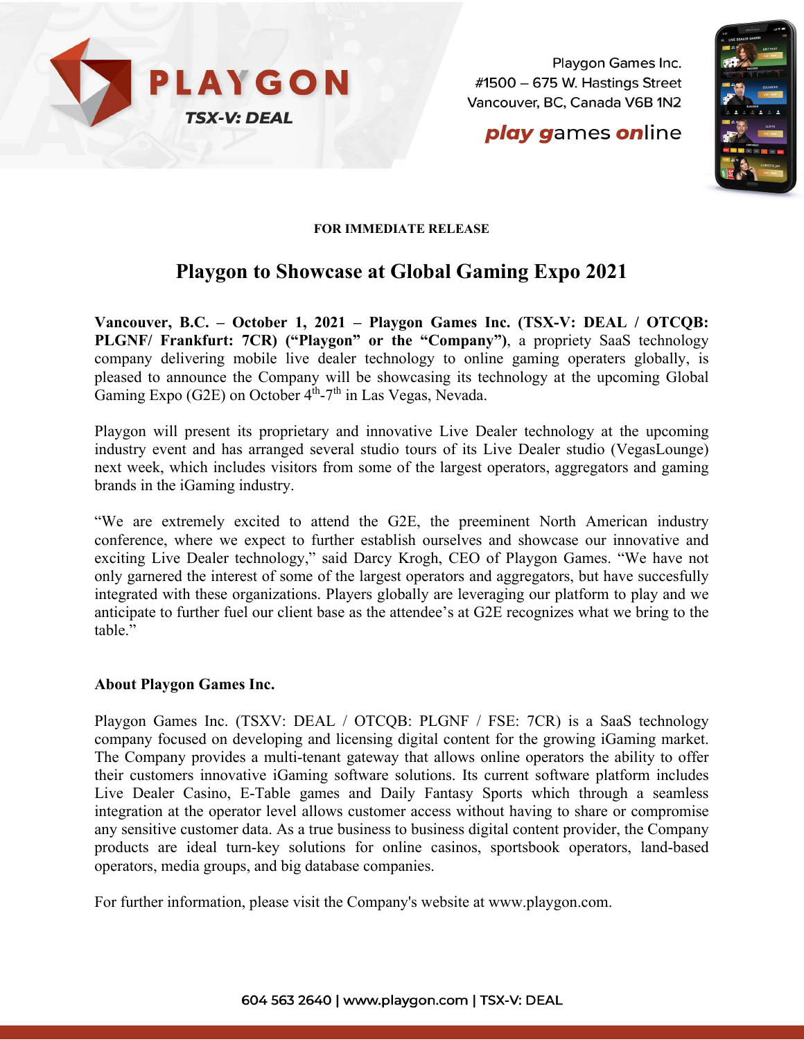PLAYGON

TSX-V: DEAL

Playgon Games Inc.
#1500 – 675 W. Hastings Street
Vancouver, BC, Canada V6B 1N2

**play games online**

**FOR IMMEDIATE RELEASE**

# Playgon to Showcase at Global Gaming Expo 2021

**Vancouver, B.C. – October 1, 2021 – Playgon Games Inc. (TSX-V: DEAL / OTCQB: PLGNF/ Frankfurt: 7CR) ("Playgon" or the "Company")**, a propriety SaaS technology company delivering mobile live dealer technology to online gaming operaters globally, is pleased to announce the Company will be showcasing its technology at the upcoming Global Gaming Expo (G2E) on October 4th-7th in Las Vegas, Nevada.

Playgon will present its proprietary and innovative Live Dealer technology at the upcoming industry event and has arranged several studio tours of its Live Dealer studio (VegasLounge) next week, which includes visitors from some of the largest operators, aggregators and gaming brands in the iGaming industry.

"We are extremely excited to attend the G2E, the preeminent North American industry conference, where we expect to further establish ourselves and showcase our innovative and exciting Live Dealer technology," said Darcy Krogh, CEO of Playgon Games. "We have not only garnered the interest of some of the largest operators and aggregators, but have succesfully integrated with these organizations. Players globally are leveraging our platform to play and we anticipate to further fuel our client base as the attendee's at G2E recognizes what we bring to the table."

## About Playgon Games Inc.

Playgon Games Inc. (TSXV: DEAL / OTCQB: PLGNF / FSE: 7CR) is a SaaS technology company focused on developing and licensing digital content for the growing iGaming market. The Company provides a multi-tenant gateway that allows online operators the ability to offer their customers innovative iGaming software solutions. Its current software platform includes Live Dealer Casino, E-Table games and Daily Fantasy Sports which through a seamless integration at the operator level allows customer access without having to share or compromise any sensitive customer data. As a true business to business digital content provider, the Company products are ideal turn-key solutions for online casinos, sportsbook operators, land-based operators, media groups, and big database companies.

For further information, please visit the Company's website at www.playgon.com.

604 563 2640 | www.playgon.com | TSX-V: DEAL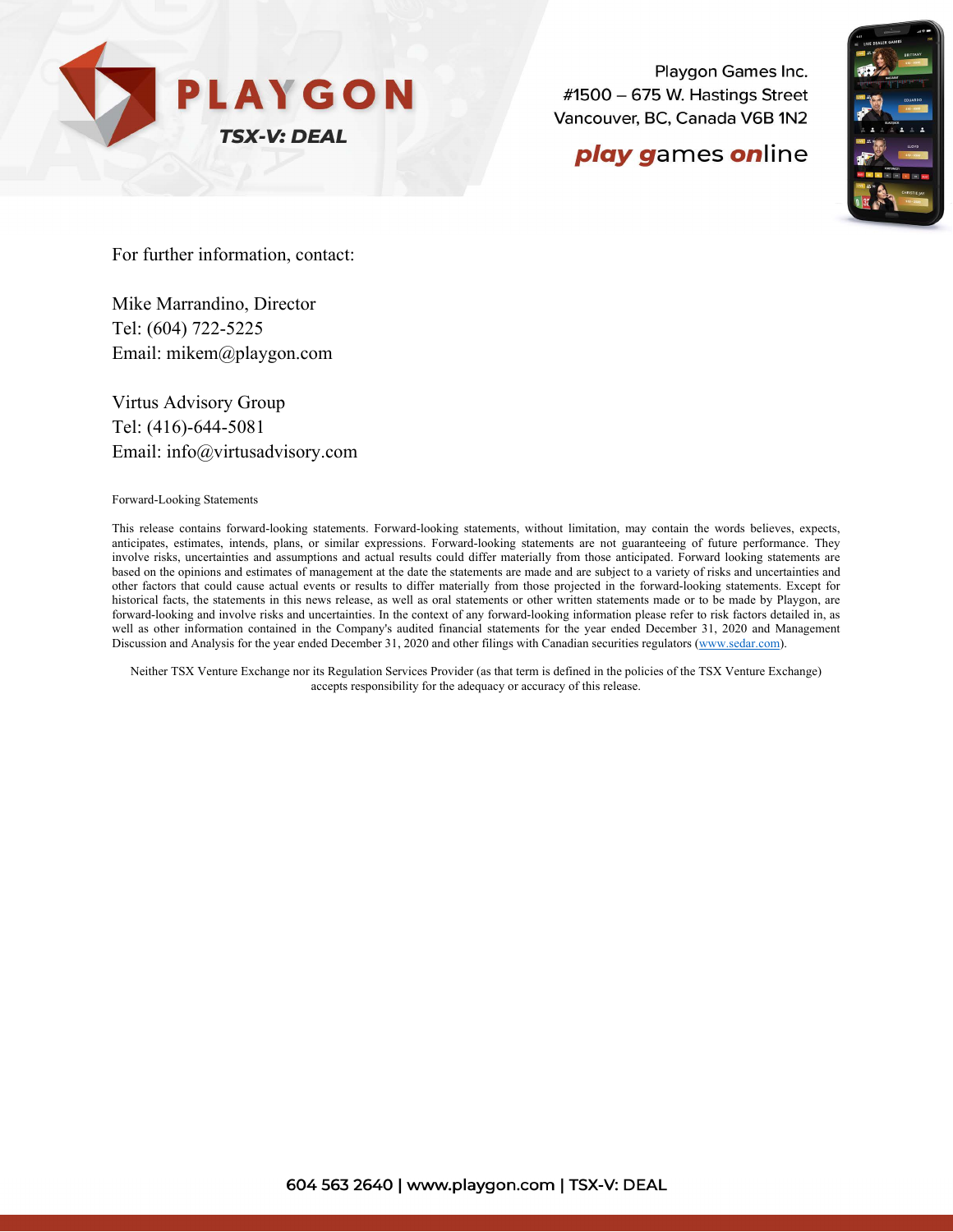For further information, contact:

Mike Marrandino, Director
Tel: (604) 722-5225
Email: mikem@playgon.com

Virtus Advisory Group
Tel: (416)-644-5081
Email: info@virtusadvisory.com

Forward-Looking Statements

This release contains forward-looking statements. Forward-looking statements, without limitation, may contain the words believes, expects, anticipates, estimates, intends, plans, or similar expressions. Forward-looking statements are not guaranteeing of future performance. They involve risks, uncertainties and assumptions and actual results could differ materially from those anticipated. Forward looking statements are based on the opinions and estimates of management at the date the statements are made and are subject to a variety of risks and uncertainties and other factors that could cause actual events or results to differ materially from those projected in the forward-looking statements. Except for historical facts, the statements in this news release, as well as oral statements or other written statements made or to be made by Playgon, are forward-looking and involve risks and uncertainties. In the context of any forward-looking information please refer to risk factors detailed in, as well as other information contained in the Company's audited financial statements for the year ended December 31, 2020 and Management Discussion and Analysis for the year ended December 31, 2020 and other filings with Canadian securities regulators (www.sedar.com).

Neither TSX Venture Exchange nor its Regulation Services Provider (as that term is defined in the policies of the TSX Venture Exchange) accepts responsibility for the adequacy or accuracy of this release.